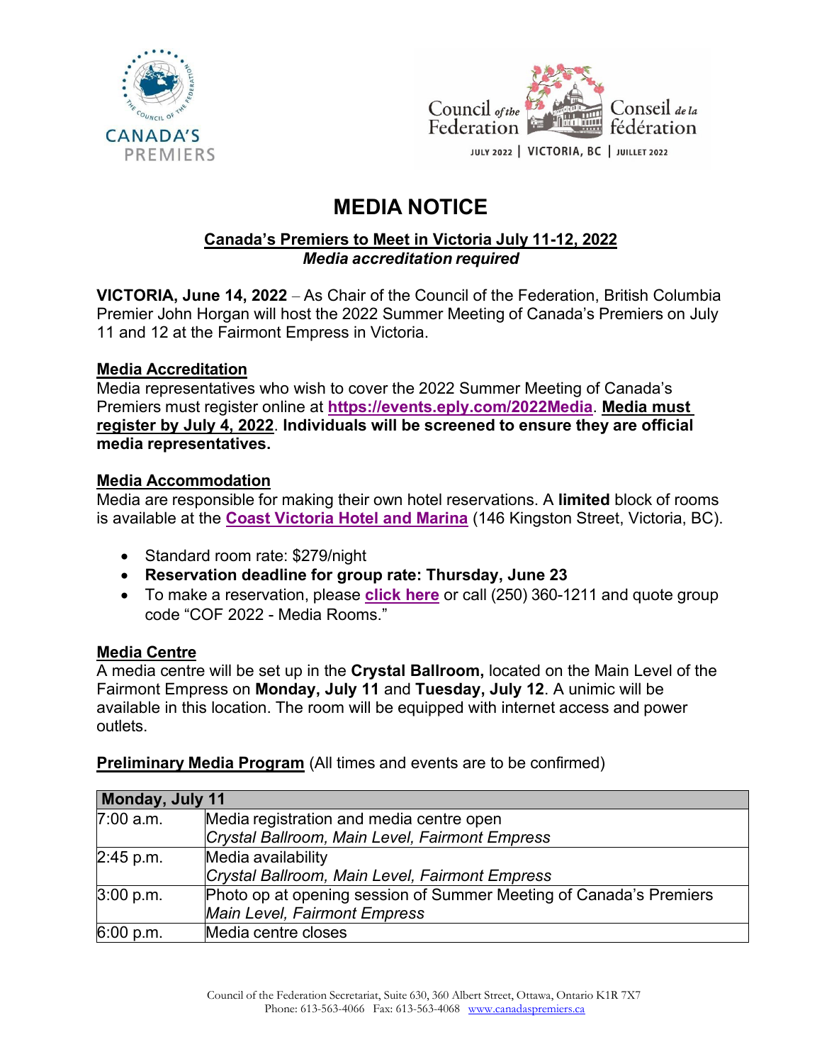# MEDIA NOTICE

## Canada's Premiers to Meet in Victoria July 11-12, 2022

***Media accreditation required***

**VICTORIA, June 14, 2022** – As Chair of the Council of the Federation, British Columbia Premier John Horgan will host the 2022 Summer Meeting of Canada's Premiers on July 11 and 12 at the Fairmont Empress in Victoria.

### Media Accreditation

Media representatives who wish to cover the 2022 Summer Meeting of Canada's Premiers must register online at **https://events.eply.com/2022Media**. **Media must register by July 4, 2022**. **Individuals will be screened to ensure they are official media representatives.**

### Media Accommodation

Media are responsible for making their own hotel reservations. A **limited** block of rooms is available at the **Coast Victoria Hotel and Marina** (146 Kingston Street, Victoria, BC).

- Standard room rate: $279/night
- **Reservation deadline for group rate: Thursday, June 23**
- To make a reservation, please **click here** or call (250) 360-1211 and quote group code "COF 2022 - Media Rooms."

### Media Centre

A media centre will be set up in the **Crystal Ballroom,** located on the Main Level of the Fairmont Empress on **Monday, July 11** and **Tuesday, July 12**. A unimic will be available in this location. The room will be equipped with internet access and power outlets.

**Preliminary Media Program** (All times and events are to be confirmed)

| **Monday, July 11** | |
|---|---|
| 7:00 a.m. | Media registration and media centre open<br>*Crystal Ballroom, Main Level, Fairmont Empress* |
| 2:45 p.m. | Media availability<br>*Crystal Ballroom, Main Level, Fairmont Empress* |
| 3:00 p.m. | Photo op at opening session of Summer Meeting of Canada's Premiers<br>*Main Level, Fairmont Empress* |
| 6:00 p.m. | Media centre closes |

Council of the Federation Secretariat, Suite 630, 360 Albert Street, Ottawa, Ontario K1R 7X7
Phone: 613-563-4066 Fax: 613-563-4068 www.canadaspremiers.ca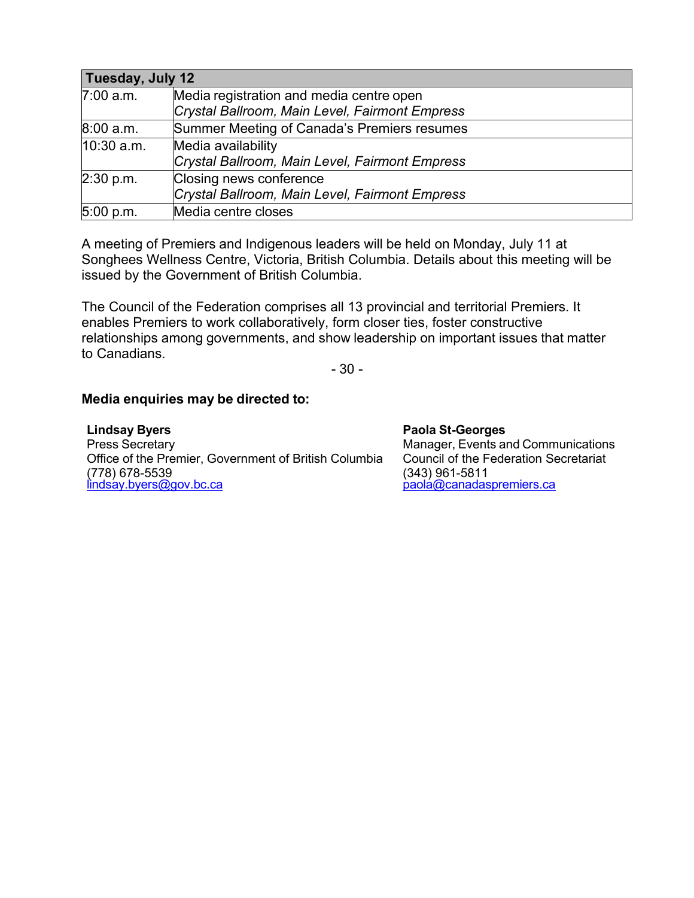| Tuesday, July 12 | |
|---|---|
| 7:00 a.m. | Media registration and media centre open<br>*Crystal Ballroom, Main Level, Fairmont Empress* |
| 8:00 a.m. | Summer Meeting of Canada's Premiers resumes |
| 10:30 a.m. | Media availability<br>*Crystal Ballroom, Main Level, Fairmont Empress* |
| 2:30 p.m. | Closing news conference<br>*Crystal Ballroom, Main Level, Fairmont Empress* |
| 5:00 p.m. | Media centre closes |

A meeting of Premiers and Indigenous leaders will be held on Monday, July 11 at Songhees Wellness Centre, Victoria, British Columbia. Details about this meeting will be issued by the Government of British Columbia.

The Council of the Federation comprises all 13 provincial and territorial Premiers. It enables Premiers to work collaboratively, form closer ties, foster constructive relationships among governments, and show leadership on important issues that matter to Canadians.

\- 30 -

**Media enquiries may be directed to:**

**Lindsay Byers**
Press Secretary
Office of the Premier, Government of British Columbia
(778) 678-5539
lindsay.byers@gov.bc.ca

**Paola St-Georges**
Manager, Events and Communications
Council of the Federation Secretariat
(343) 961-5811
paola@canadaspremiers.ca